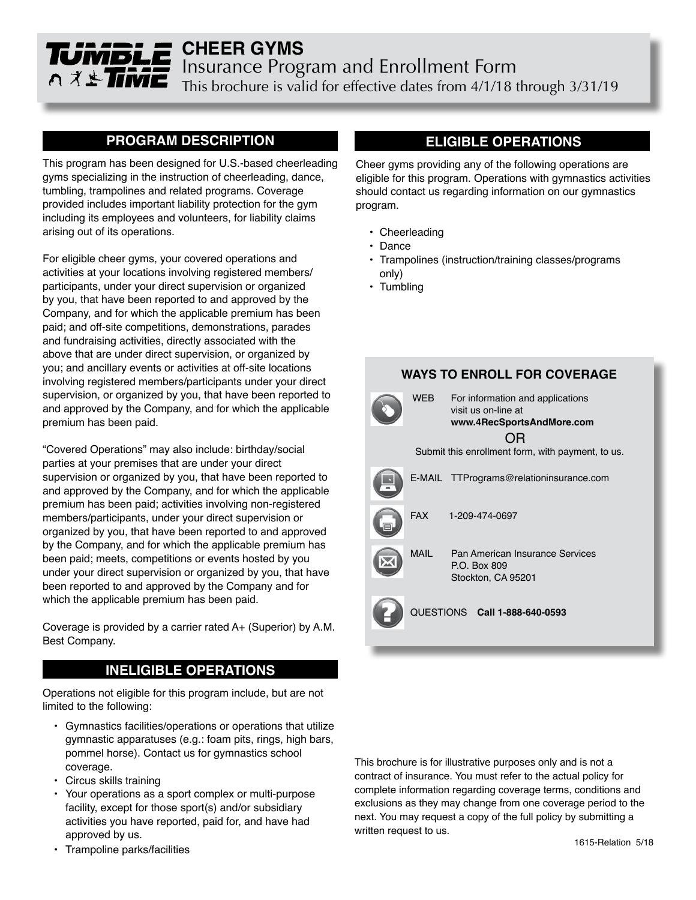# TUMBLE TIME

## CHEER GYMS

Insurance Program and Enrollment Form

This brochure is valid for effective dates from 4/1/18 through 3/31/19

## PROGRAM DESCRIPTION

This program has been designed for U.S.-based cheerleading gyms specializing in the instruction of cheerleading, dance, tumbling, trampolines and related programs. Coverage provided includes important liability protection for the gym including its employees and volunteers, for liability claims arising out of its operations.

For eligible cheer gyms, your covered operations and activities at your locations involving registered members/participants, under your direct supervision or organized by you, that have been reported to and approved by the Company, and for which the applicable premium has been paid; and off-site competitions, demonstrations, parades and fundraising activities, directly associated with the above that are under direct supervision, or organized by you; and ancillary events or activities at off-site locations involving registered members/participants under your direct supervision, or organized by you, that have been reported to and approved by the Company, and for which the applicable premium has been paid.

"Covered Operations" may also include: birthday/social parties at your premises that are under your direct supervision or organized by you, that have been reported to and approved by the Company, and for which the applicable premium has been paid; activities involving non-registered members/participants, under your direct supervision or organized by you, that have been reported to and approved by the Company, and for which the applicable premium has been paid; meets, competitions or events hosted by you under your direct supervision or organized by you, that have been reported to and approved by the Company and for which the applicable premium has been paid.

Coverage is provided by a carrier rated A+ (Superior) by A.M. Best Company.

## INELIGIBLE OPERATIONS

Operations not eligible for this program include, but are not limited to the following:

- Gymnastics facilities/operations or operations that utilize gymnastic apparatuses (e.g.: foam pits, rings, high bars, pommel horse). Contact us for gymnastics school coverage.
- Circus skills training
- Your operations as a sport complex or multi-purpose facility, except for those sport(s) and/or subsidiary activities you have reported, paid for, and have had approved by us.
- Trampoline parks/facilities

## ELIGIBLE OPERATIONS

Cheer gyms providing any of the following operations are eligible for this program. Operations with gymnastics activities should contact us regarding information on our gymnastics program.

- Cheerleading
- Dance
- Trampolines (instruction/training classes/programs only)
- Tumbling

### WAYS TO ENROLL FOR COVERAGE

WEB For information and applications visit us on-line at **www.4RecSportsAndMore.com**

OR

Submit this enrollment form, with payment, to us.

E-MAIL TTPrograms@relationinsurance.com

FAX 1-209-474-0697

MAIL Pan American Insurance Services
P.O. Box 809
Stockton, CA 95201

QUESTIONS **Call 1-888-640-0593**

This brochure is for illustrative purposes only and is not a contract of insurance. You must refer to the actual policy for complete information regarding coverage terms, conditions and exclusions as they may change from one coverage period to the next. You may request a copy of the full policy by submitting a written request to us.

1615-Relation 5/18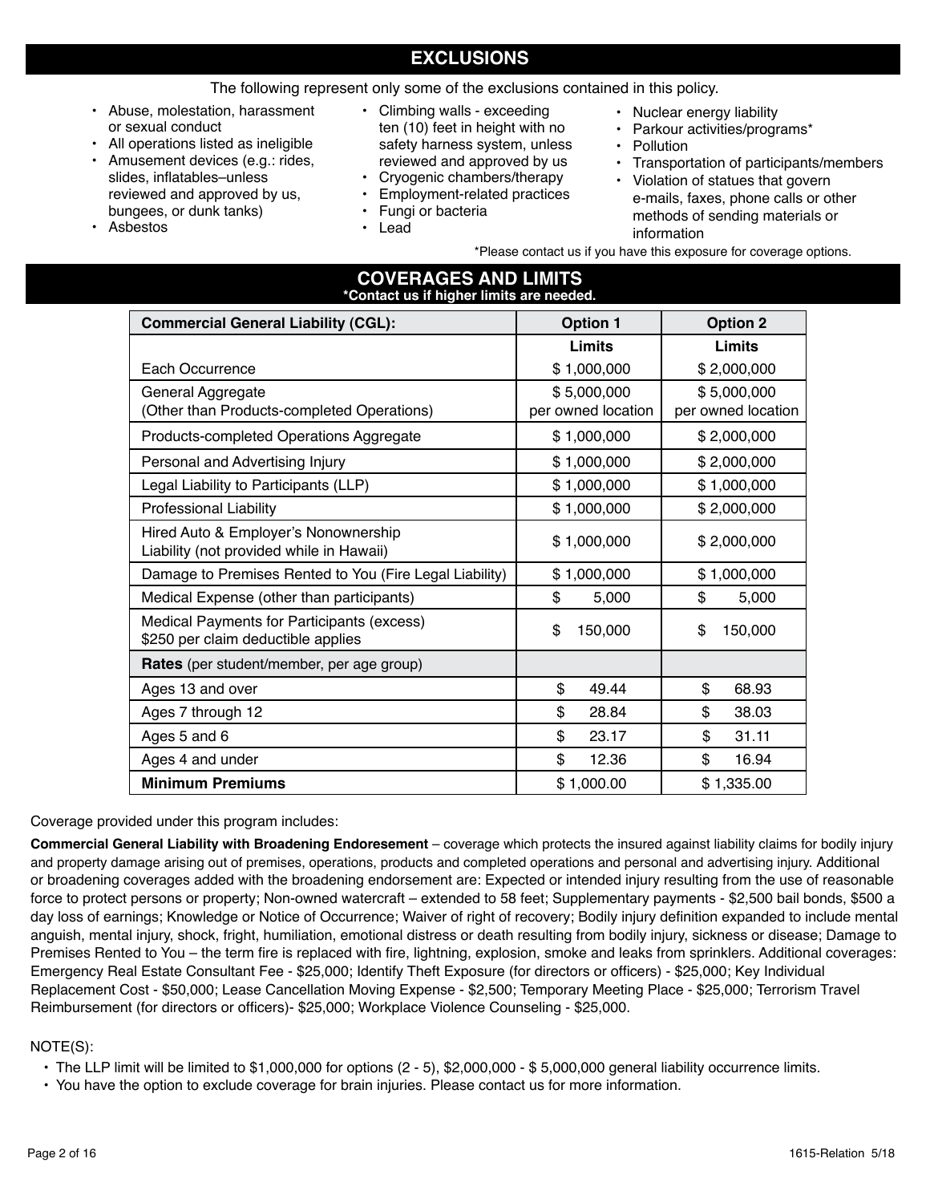## EXCLUSIONS

The following represent only some of the exclusions contained in this policy.

- Abuse, molestation, harassment or sexual conduct
- All operations listed as ineligible
- Amusement devices (e.g.: rides, slides, inflatables–unless reviewed and approved by us, bungees, or dunk tanks)
- Asbestos
- Climbing walls - exceeding ten (10) feet in height with no safety harness system, unless reviewed and approved by us
- Cryogenic chambers/therapy
- Employment-related practices
- Fungi or bacteria
- Lead
- Nuclear energy liability
- Parkour activities/programs*
- Pollution
- Transportation of participants/members
- Violation of statues that govern e-mails, faxes, phone calls or other methods of sending materials or information

*Please contact us if you have this exposure for coverage options.

## COVERAGES AND LIMITS

***Contact us if higher limits are needed.**

| Commercial General Liability (CGL): | Option 1 | Option 2 |
|---|---|---|
| | **Limits** | **Limits** |
| Each Occurrence | $ 1,000,000 | $ 2,000,000 |
| General Aggregate (Other than Products-completed Operations) | $ 5,000,000 per owned location | $ 5,000,000 per owned location |
| Products-completed Operations Aggregate | $ 1,000,000 | $ 2,000,000 |
| Personal and Advertising Injury | $ 1,000,000 | $ 2,000,000 |
| Legal Liability to Participants (LLP) | $ 1,000,000 | $ 1,000,000 |
| Professional Liability | $ 1,000,000 | $ 2,000,000 |
| Hired Auto & Employer's Nonownership Liability (not provided while in Hawaii) | $ 1,000,000 | $ 2,000,000 |
| Damage to Premises Rented to You (Fire Legal Liability) | $ 1,000,000 | $ 1,000,000 |
| Medical Expense (other than participants) | $ 5,000 | $ 5,000 |
| Medical Payments for Participants (excess) $250 per claim deductible applies | $ 150,000 | $ 150,000 |
| **Rates** (per student/member, per age group) | | |
| Ages 13 and over | $ 49.44 | $ 68.93 |
| Ages 7 through 12 | $ 28.84 | $ 38.03 |
| Ages 5 and 6 | $ 23.17 | $ 31.11 |
| Ages 4 and under | $ 12.36 | $ 16.94 |
| **Minimum Premiums** | $ 1,000.00 | $ 1,335.00 |

Coverage provided under this program includes:

**Commercial General Liability with Broadening Endoresement** – coverage which protects the insured against liability claims for bodily injury and property damage arising out of premises, operations, products and completed operations and personal and advertising injury. Additional or broadening coverages added with the broadening endorsement are: Expected or intended injury resulting from the use of reasonable force to protect persons or property; Non-owned watercraft – extended to 58 feet; Supplementary payments - $2,500 bail bonds, $500 a day loss of earnings; Knowledge or Notice of Occurrence; Waiver of right of recovery; Bodily injury definition expanded to include mental anguish, mental injury, shock, fright, humiliation, emotional distress or death resulting from bodily injury, sickness or disease; Damage to Premises Rented to You – the term fire is replaced with fire, lightning, explosion, smoke and leaks from sprinklers. Additional coverages: Emergency Real Estate Consultant Fee - $25,000; Identify Theft Exposure (for directors or officers) - $25,000; Key Individual Replacement Cost - $50,000; Lease Cancellation Moving Expense - $2,500; Temporary Meeting Place - $25,000; Terrorism Travel Reimbursement (for directors or officers)- $25,000; Workplace Violence Counseling - $25,000.

NOTE(S):

- The LLP limit will be limited to $1,000,000 for options (2 - 5), $2,000,000 - $ 5,000,000 general liability occurrence limits.
- You have the option to exclude coverage for brain injuries. Please contact us for more information.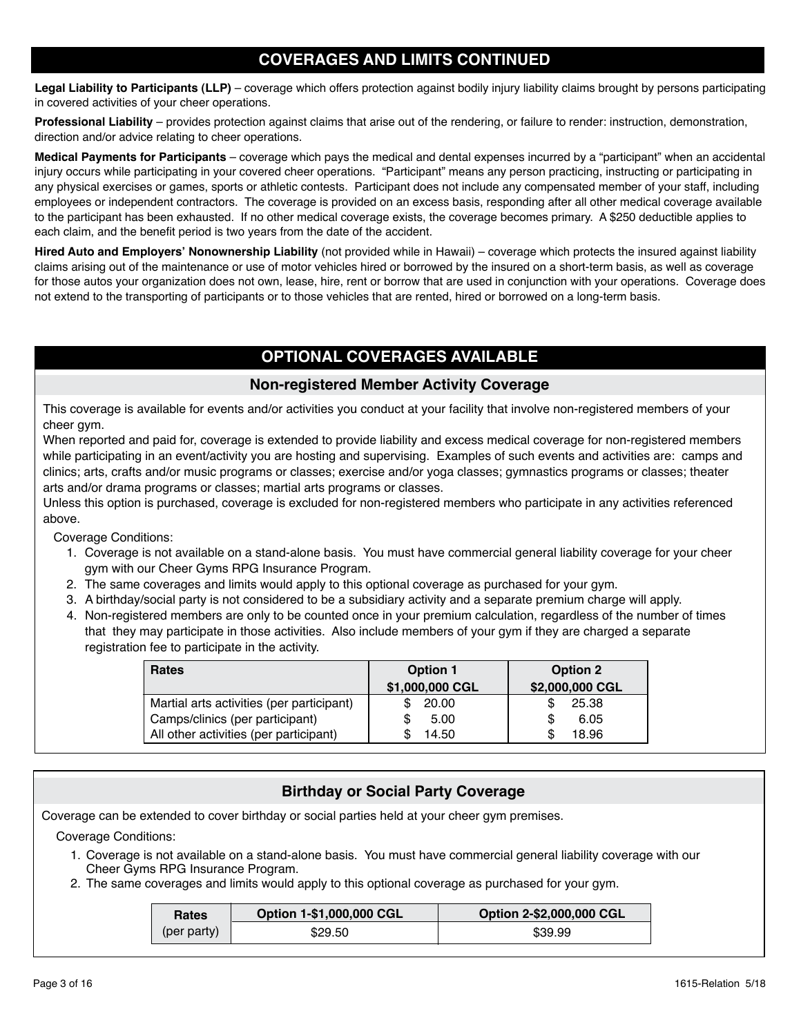## COVERAGES AND LIMITS CONTINUED

**Legal Liability to Participants (LLP)** – coverage which offers protection against bodily injury liability claims brought by persons participating in covered activities of your cheer operations.

**Professional Liability** – provides protection against claims that arise out of the rendering, or failure to render: instruction, demonstration, direction and/or advice relating to cheer operations.

**Medical Payments for Participants** – coverage which pays the medical and dental expenses incurred by a "participant" when an accidental injury occurs while participating in your covered cheer operations. "Participant" means any person practicing, instructing or participating in any physical exercises or games, sports or athletic contests. Participant does not include any compensated member of your staff, including employees or independent contractors. The coverage is provided on an excess basis, responding after all other medical coverage available to the participant has been exhausted. If no other medical coverage exists, the coverage becomes primary. A $250 deductible applies to each claim, and the benefit period is two years from the date of the accident.

**Hired Auto and Employers' Nonownership Liability** (not provided while in Hawaii) – coverage which protects the insured against liability claims arising out of the maintenance or use of motor vehicles hired or borrowed by the insured on a short-term basis, as well as coverage for those autos your organization does not own, lease, hire, rent or borrow that are used in conjunction with your operations. Coverage does not extend to the transporting of participants or to those vehicles that are rented, hired or borrowed on a long-term basis.

## OPTIONAL COVERAGES AVAILABLE

### Non-registered Member Activity Coverage

This coverage is available for events and/or activities you conduct at your facility that involve non-registered members of your cheer gym.

When reported and paid for, coverage is extended to provide liability and excess medical coverage for non-registered members while participating in an event/activity you are hosting and supervising. Examples of such events and activities are: camps and clinics; arts, crafts and/or music programs or classes; exercise and/or yoga classes; gymnastics programs or classes; theater arts and/or drama programs or classes; martial arts programs or classes.

Unless this option is purchased, coverage is excluded for non-registered members who participate in any activities referenced above.

Coverage Conditions:

1. Coverage is not available on a stand-alone basis. You must have commercial general liability coverage for your cheer gym with our Cheer Gyms RPG Insurance Program.
2. The same coverages and limits would apply to this optional coverage as purchased for your gym.
3. A birthday/social party is not considered to be a subsidiary activity and a separate premium charge will apply.
4. Non-registered members are only to be counted once in your premium calculation, regardless of the number of times that they may participate in those activities. Also include members of your gym if they are charged a separate registration fee to participate in the activity.

| Rates | Option 1 $1,000,000 CGL | Option 2 $2,000,000 CGL |
|---|---|---|
| Martial arts activities (per participant) | $ 20.00 | $ 25.38 |
| Camps/clinics (per participant) | $ 5.00 | $ 6.05 |
| All other activities (per participant) | $ 14.50 | $ 18.96 |

### Birthday or Social Party Coverage

Coverage can be extended to cover birthday or social parties held at your cheer gym premises.

Coverage Conditions:

1. Coverage is not available on a stand-alone basis. You must have commercial general liability coverage with our Cheer Gyms RPG Insurance Program.
2. The same coverages and limits would apply to this optional coverage as purchased for your gym.

| Rates (per party) | Option 1-$1,000,000 CGL | Option 2-$2,000,000 CGL |
|---|---|---|
| | $29.50 | $39.99 |

1615-Relation 5/18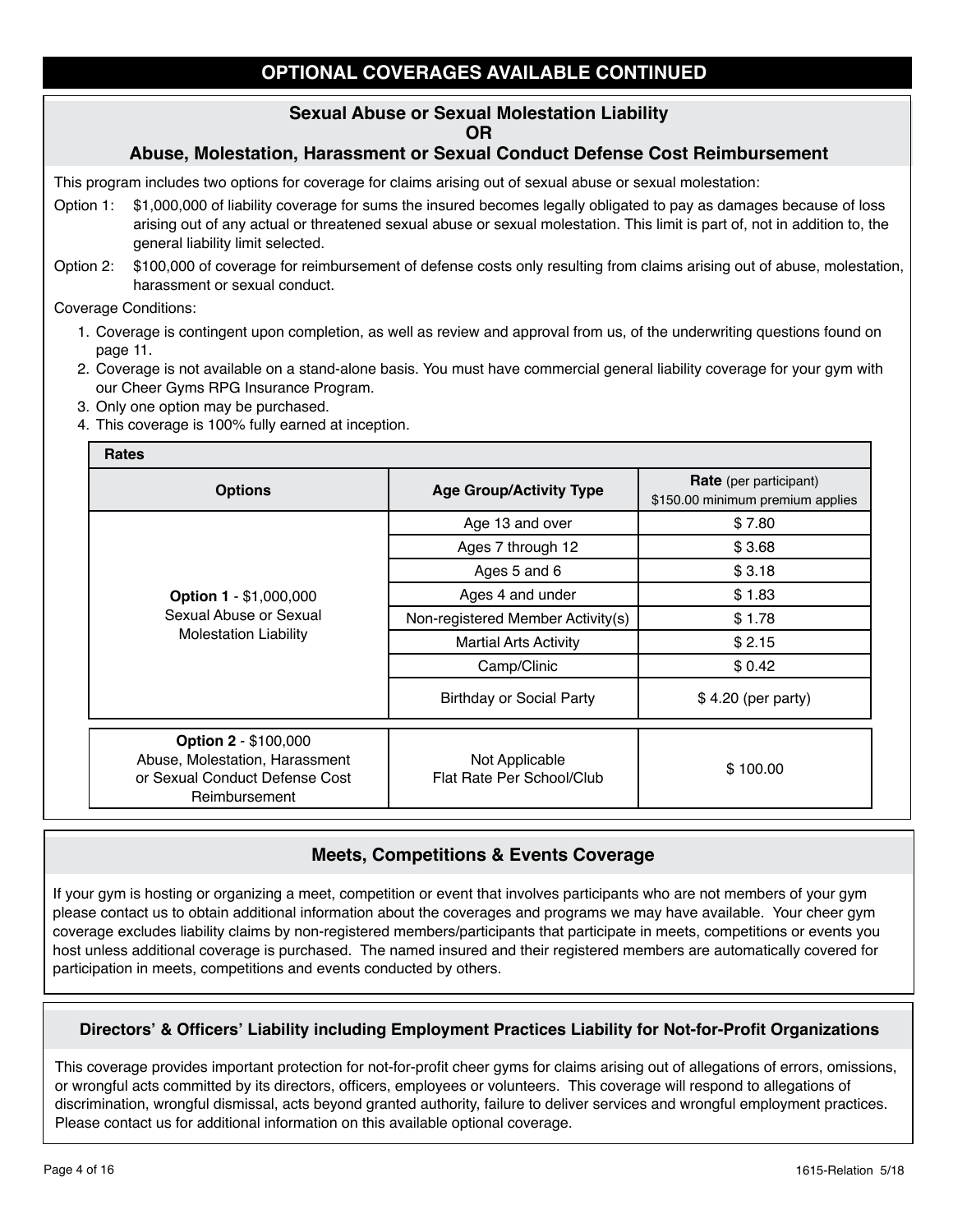# OPTIONAL COVERAGES AVAILABLE CONTINUED

## Sexual Abuse or Sexual Molestation Liability OR Abuse, Molestation, Harassment or Sexual Conduct Defense Cost Reimbursement

This program includes two options for coverage for claims arising out of sexual abuse or sexual molestation:

Option 1: $1,000,000 of liability coverage for sums the insured becomes legally obligated to pay as damages because of loss arising out of any actual or threatened sexual abuse or sexual molestation. This limit is part of, not in addition to, the general liability limit selected.

Option 2: $100,000 of coverage for reimbursement of defense costs only resulting from claims arising out of abuse, molestation, harassment or sexual conduct.

Coverage Conditions:

1. Coverage is contingent upon completion, as well as review and approval from us, of the underwriting questions found on page 11.
2. Coverage is not available on a stand-alone basis. You must have commercial general liability coverage for your gym with our Cheer Gyms RPG Insurance Program.
3. Only one option may be purchased.
4. This coverage is 100% fully earned at inception.

**Rates**

| Options | Age Group/Activity Type | **Rate** (per participant) $150.00 minimum premium applies |
|---|---|---|
| **Option 1** - $1,000,000 Sexual Abuse or Sexual Molestation Liability | Age 13 and over | $ 7.80 |
| | Ages 7 through 12 | $ 3.68 |
| | Ages 5 and 6 | $ 3.18 |
| | Ages 4 and under | $ 1.83 |
| | Non-registered Member Activity(s) | $ 1.78 |
| | Martial Arts Activity | $ 2.15 |
| | Camp/Clinic | $ 0.42 |
| | Birthday or Social Party | $ 4.20 (per party) |
| **Option 2** - $100,000 Abuse, Molestation, Harassment or Sexual Conduct Defense Cost Reimbursement | Not Applicable Flat Rate Per School/Club | $ 100.00 |

## Meets, Competitions & Events Coverage

If your gym is hosting or organizing a meet, competition or event that involves participants who are not members of your gym please contact us to obtain additional information about the coverages and programs we may have available. Your cheer gym coverage excludes liability claims by non-registered members/participants that participate in meets, competitions or events you host unless additional coverage is purchased. The named insured and their registered members are automatically covered for participation in meets, competitions and events conducted by others.

## Directors' & Officers' Liability including Employment Practices Liability for Not-for-Profit Organizations

This coverage provides important protection for not-for-profit cheer gyms for claims arising out of allegations of errors, omissions, or wrongful acts committed by its directors, officers, employees or volunteers. This coverage will respond to allegations of discrimination, wrongful dismissal, acts beyond granted authority, failure to deliver services and wrongful employment practices. Please contact us for additional information on this available optional coverage.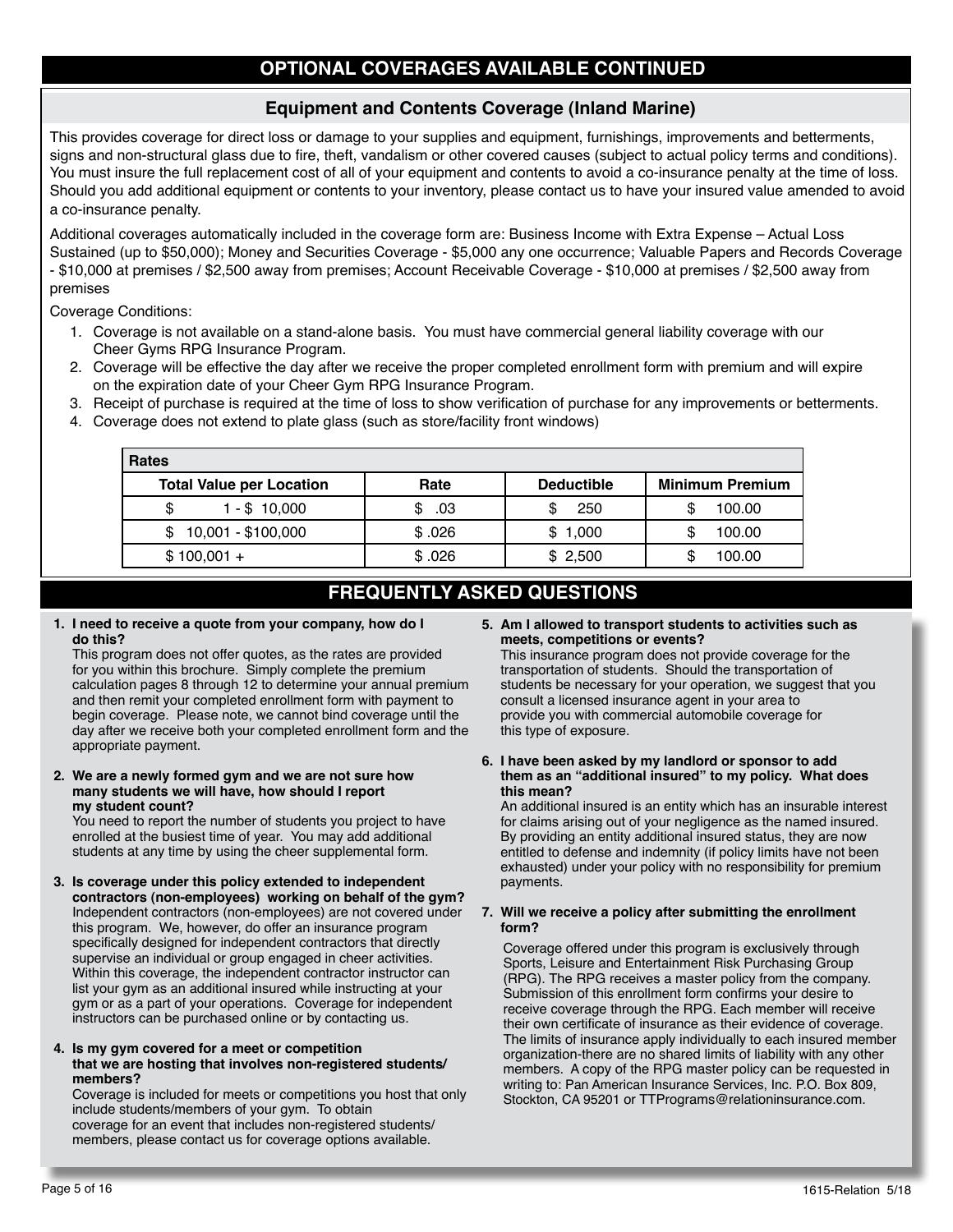## OPTIONAL COVERAGES AVAILABLE CONTINUED

### Equipment and Contents Coverage (Inland Marine)

This provides coverage for direct loss or damage to your supplies and equipment, furnishings, improvements and betterments, signs and non-structural glass due to fire, theft, vandalism or other covered causes (subject to actual policy terms and conditions). You must insure the full replacement cost of all of your equipment and contents to avoid a co-insurance penalty at the time of loss. Should you add additional equipment or contents to your inventory, please contact us to have your insured value amended to avoid a co-insurance penalty.

Additional coverages automatically included in the coverage form are: Business Income with Extra Expense – Actual Loss Sustained (up to $50,000); Money and Securities Coverage - $5,000 any one occurrence; Valuable Papers and Records Coverage - $10,000 at premises / $2,500 away from premises; Account Receivable Coverage - $10,000 at premises / $2,500 away from premises

Coverage Conditions:

1. Coverage is not available on a stand-alone basis. You must have commercial general liability coverage with our Cheer Gyms RPG Insurance Program.
2. Coverage will be effective the day after we receive the proper completed enrollment form with premium and will expire on the expiration date of your Cheer Gym RPG Insurance Program.
3. Receipt of purchase is required at the time of loss to show verification of purchase for any improvements or betterments.
4. Coverage does not extend to plate glass (such as store/facility front windows)

| Rates | | | |
|---|---|---|---|
| **Total Value per Location** | **Rate** | **Deductible** | **Minimum Premium** |
| $ 1 - $ 10,000 | $ .03 | $ 250 | $ 100.00 |
| $ 10,001 - $100,000 | $ .026 | $ 1,000 | $ 100.00 |
| $ 100,001 + | $ .026 | $ 2,500 | $ 100.00 |

## FREQUENTLY ASKED QUESTIONS

**1. I need to receive a quote from your company, how do I do this?**
This program does not offer quotes, as the rates are provided for you within this brochure. Simply complete the premium calculation pages 8 through 12 to determine your annual premium and then remit your completed enrollment form with payment to begin coverage. Please note, we cannot bind coverage until the day after we receive both your completed enrollment form and the appropriate payment.

**2. We are a newly formed gym and we are not sure how many students we will have, how should I report my student count?**
You need to report the number of students you project to have enrolled at the busiest time of year. You may add additional students at any time by using the cheer supplemental form.

**3. Is coverage under this policy extended to independent contractors (non-employees) working on behalf of the gym?**
Independent contractors (non-employees) are not covered under this program. We, however, do offer an insurance program specifically designed for independent contractors that directly supervise an individual or group engaged in cheer activities. Within this coverage, the independent contractor instructor can list your gym as an additional insured while instructing at your gym or as a part of your operations. Coverage for independent instructors can be purchased online or by contacting us.

**4. Is my gym covered for a meet or competition that we are hosting that involves non-registered students/ members?**
Coverage is included for meets or competitions you host that only include students/members of your gym. To obtain coverage for an event that includes non-registered students/ members, please contact us for coverage options available.

**5. Am I allowed to transport students to activities such as meets, competitions or events?**
This insurance program does not provide coverage for the transportation of students. Should the transportation of students be necessary for your operation, we suggest that you consult a licensed insurance agent in your area to provide you with commercial automobile coverage for this type of exposure.

**6. I have been asked by my landlord or sponsor to add them as an "additional insured" to my policy. What does this mean?**
An additional insured is an entity which has an insurable interest for claims arising out of your negligence as the named insured. By providing an entity additional insured status, they are now entitled to defense and indemnity (if policy limits have not been exhausted) under your policy with no responsibility for premium payments.

**7. Will we receive a policy after submitting the enrollment form?**
Coverage offered under this program is exclusively through Sports, Leisure and Entertainment Risk Purchasing Group (RPG). The RPG receives a master policy from the company. Submission of this enrollment form confirms your desire to receive coverage through the RPG. Each member will receive their own certificate of insurance as their evidence of coverage. The limits of insurance apply individually to each insured member organization-there are no shared limits of liability with any other members. A copy of the RPG master policy can be requested in writing to: Pan American Insurance Services, Inc. P.O. Box 809, Stockton, CA 95201 or TTPrograms@relationinsurance.com.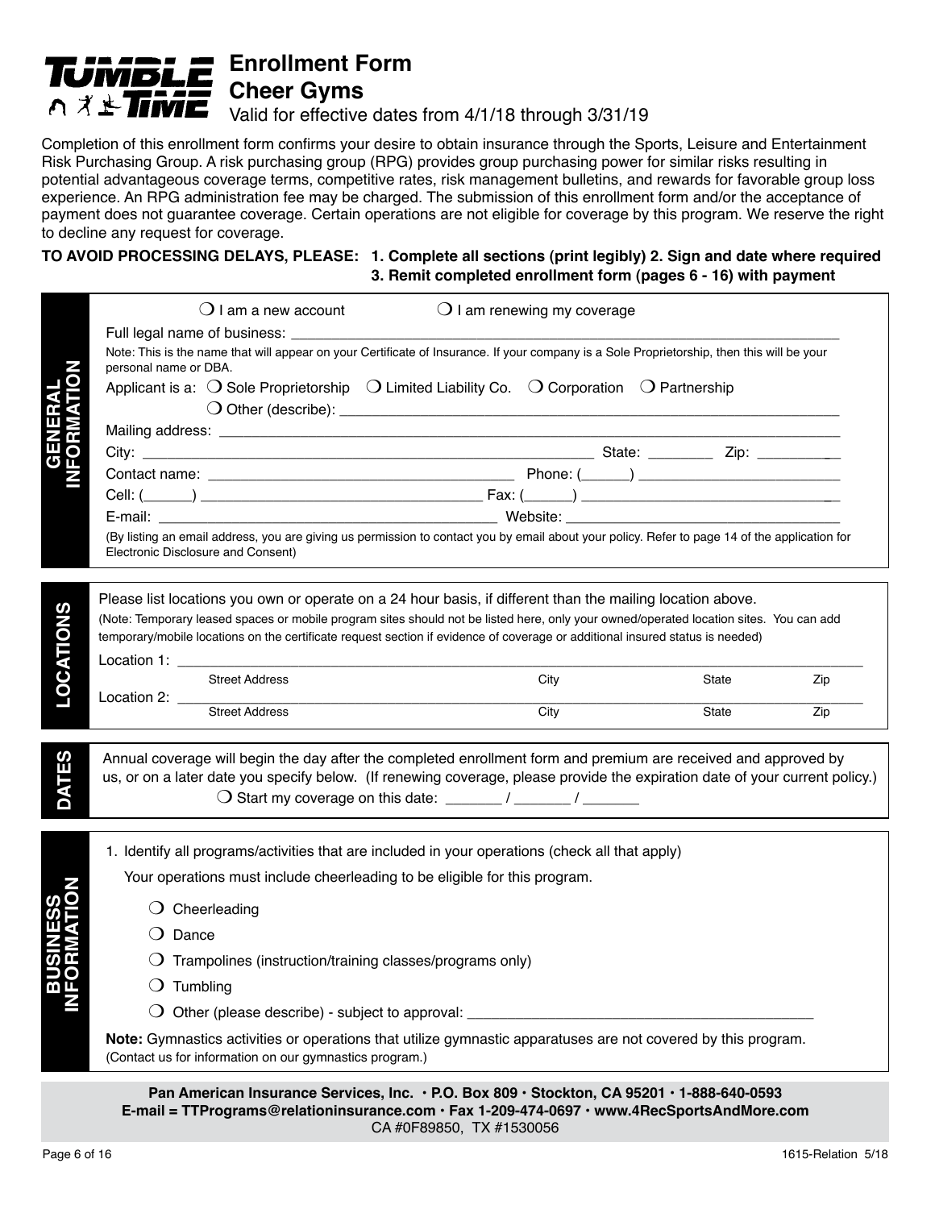# Enrollment Form
## Cheer Gyms

Valid for effective dates from 4/1/18 through 3/31/19

Completion of this enrollment form confirms your desire to obtain insurance through the Sports, Leisure and Entertainment Risk Purchasing Group. A risk purchasing group (RPG) provides group purchasing power for similar risks resulting in potential advantageous coverage terms, competitive rates, risk management bulletins, and rewards for favorable group loss experience. An RPG administration fee may be charged. The submission of this enrollment form and/or the acceptance of payment does not guarantee coverage. Certain operations are not eligible for coverage by this program. We reserve the right to decline any request for coverage.

**TO AVOID PROCESSING DELAYS, PLEASE: 1. Complete all sections (print legibly) 2. Sign and date where required 3. Remit completed enrollment form (pages 6 - 16) with payment**

### GENERAL INFORMATION

❍ I am a new account ❍ I am renewing my coverage

Full legal name of business: ____________________

Note: This is the name that will appear on your Certificate of Insurance. If your company is a Sole Proprietorship, then this will be your personal name or DBA.

Applicant is a: ❍ Sole Proprietorship ❍ Limited Liability Co. ❍ Corporation ❍ Partnership

❍ Other (describe): ____________________

Mailing address: ____________________

City: ____________________ State: ________ Zip: __________

Contact name: ____________________ Phone: (______) ____________________

Cell: (______) ____________________ Fax: (______) ____________________

E-mail: ____________________ Website: ____________________

(By listing an email address, you are giving us permission to contact you by email about your policy. Refer to page 14 of the application for Electronic Disclosure and Consent)

### LOCATIONS

Please list locations you own or operate on a 24 hour basis, if different than the mailing location above.

(Note: Temporary leased spaces or mobile program sites should not be listed here, only your owned/operated location sites. You can add temporary/mobile locations on the certificate request section if evidence of coverage or additional insured status is needed)

Location 1: ____________________
Street Address | City | State | Zip

Location 2: ____________________
Street Address | City | State | Zip

### DATES

Annual coverage will begin the day after the completed enrollment form and premium are received and approved by us, or on a later date you specify below. (If renewing coverage, please provide the expiration date of your current policy.)

❍ Start my coverage on this date: _______ / _______ / _______

### BUSINESS INFORMATION

1. Identify all programs/activities that are included in your operations (check all that apply)

   Your operations must include cheerleading to be eligible for this program.

   - ❍ Cheerleading
   - ❍ Dance
   - ❍ Trampolines (instruction/training classes/programs only)
   - ❍ Tumbling
   - ❍ Other (please describe) - subject to approval: ____________________

**Note:** Gymnastics activities or operations that utilize gymnastic apparatuses are not covered by this program. (Contact us for information on our gymnastics program.)

**Pan American Insurance Services, Inc. · P.O. Box 809 · Stockton, CA 95201 · 1-888-640-0593**
**E-mail = TTPrograms@relationinsurance.com · Fax 1-209-474-0697 · www.4RecSportsAndMore.com**
CA #0F89850, TX #1530056

1615-Relation 5/18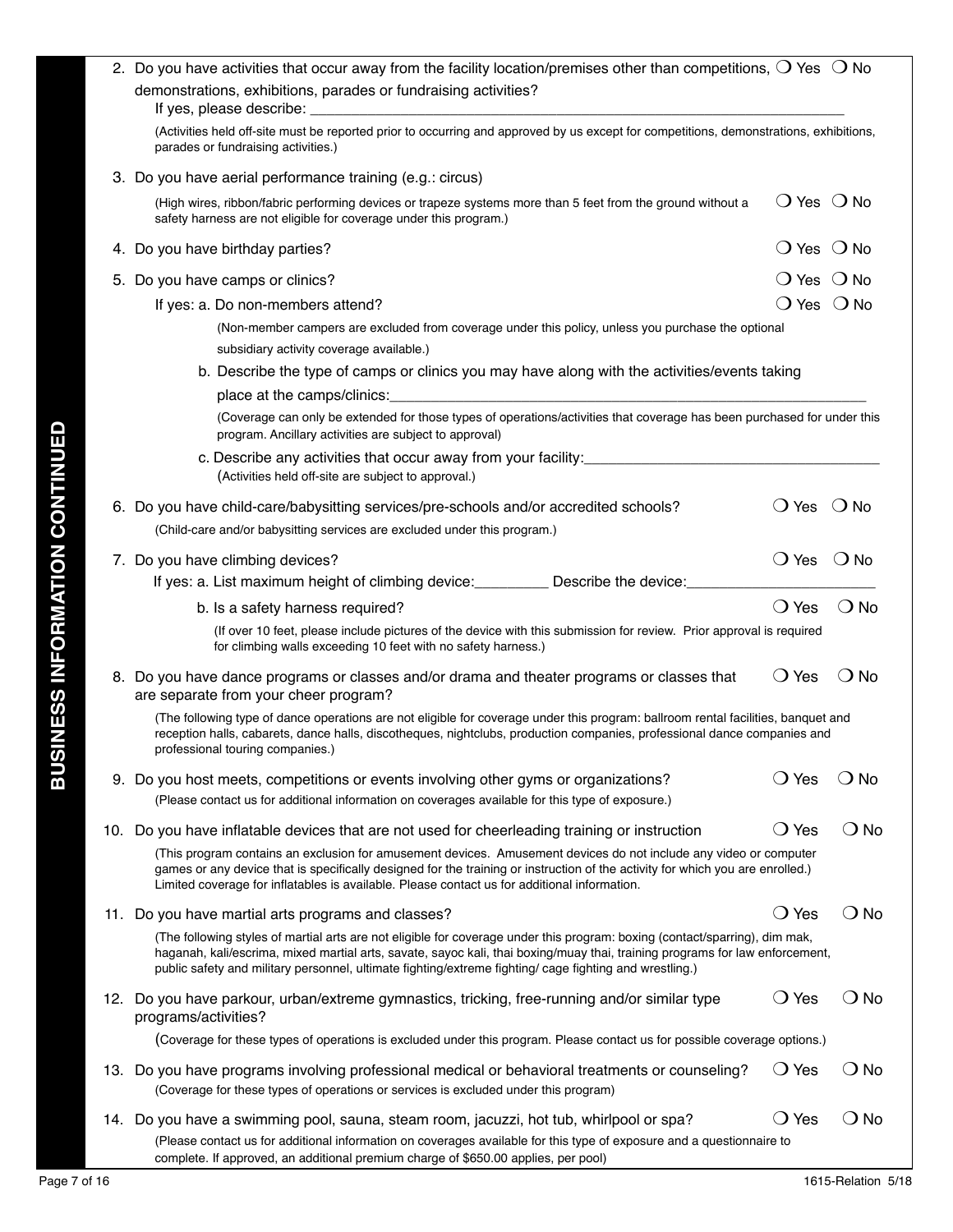**BUSINESS INFORMATION CONTINUED**

2. Do you have activities that occur away from the facility location/premises other than competitions, demonstrations, exhibitions, parades or fundraising activities? ❍ Yes ❍ No
   If yes, please describe: ___________________________________________
   (Activities held off-site must be reported prior to occurring and approved by us except for competitions, demonstrations, exhibitions, parades or fundraising activities.)

3. Do you have aerial performance training (e.g.: circus)
   (High wires, ribbon/fabric performing devices or trapeze systems more than 5 feet from the ground without a safety harness are not eligible for coverage under this program.) ❍ Yes ❍ No

4. Do you have birthday parties? ❍ Yes ❍ No

5. Do you have camps or clinics? ❍ Yes ❍ No
   If yes: a. Do non-members attend? ❍ Yes ❍ No
   (Non-member campers are excluded from coverage under this policy, unless you purchase the optional subsidiary activity coverage available.)
   b. Describe the type of camps or clinics you may have along with the activities/events taking place at the camps/clinics: ___________________________________________
   (Coverage can only be extended for those types of operations/activities that coverage has been purchased for under this program. Ancillary activities are subject to approval)
   c. Describe any activities that occur away from your facility: ___________________________________________
   (Activities held off-site are subject to approval.)

6. Do you have child-care/babysitting services/pre-schools and/or accredited schools? ❍ Yes ❍ No
   (Child-care and/or babysitting services are excluded under this program.)

7. Do you have climbing devices? ❍ Yes ❍ No
   If yes: a. List maximum height of climbing device: _________ Describe the device: _______________________
   b. Is a safety harness required? ❍ Yes ❍ No
   (If over 10 feet, please include pictures of the device with this submission for review. Prior approval is required for climbing walls exceeding 10 feet with no safety harness.)

8. Do you have dance programs or classes and/or drama and theater programs or classes that are separate from your cheer program? ❍ Yes ❍ No
   (The following type of dance operations are not eligible for coverage under this program: ballroom rental facilities, banquet and reception halls, cabarets, dance halls, discotheques, nightclubs, production companies, professional dance companies and professional touring companies.)

9. Do you host meets, competitions or events involving other gyms or organizations? ❍ Yes ❍ No
   (Please contact us for additional information on coverages available for this type of exposure.)

10. Do you have inflatable devices that are not used for cheerleading training or instruction ❍ Yes ❍ No
    (This program contains an exclusion for amusement devices. Amusement devices do not include any video or computer games or any device that is specifically designed for the training or instruction of the activity for which you are enrolled.) Limited coverage for inflatables is available. Please contact us for additional information.

11. Do you have martial arts programs and classes? ❍ Yes ❍ No
    (The following styles of martial arts are not eligible for coverage under this program: boxing (contact/sparring), dim mak, haganah, kali/escrima, mixed martial arts, savate, sayoc kali, thai boxing/muay thai, training programs for law enforcement, public safety and military personnel, ultimate fighting/extreme fighting/ cage fighting and wrestling.)

12. Do you have parkour, urban/extreme gymnastics, tricking, free-running and/or similar type programs/activities? ❍ Yes ❍ No
    (Coverage for these types of operations is excluded under this program. Please contact us for possible coverage options.)

13. Do you have programs involving professional medical or behavioral treatments or counseling? ❍ Yes ❍ No
    (Coverage for these types of operations or services is excluded under this program)

14. Do you have a swimming pool, sauna, steam room, jacuzzi, hot tub, whirlpool or spa? ❍ Yes ❍ No
    (Please contact us for additional information on coverages available for this type of exposure and a questionnaire to complete. If approved, an additional premium charge of $650.00 applies, per pool)

1615-Relation 5/18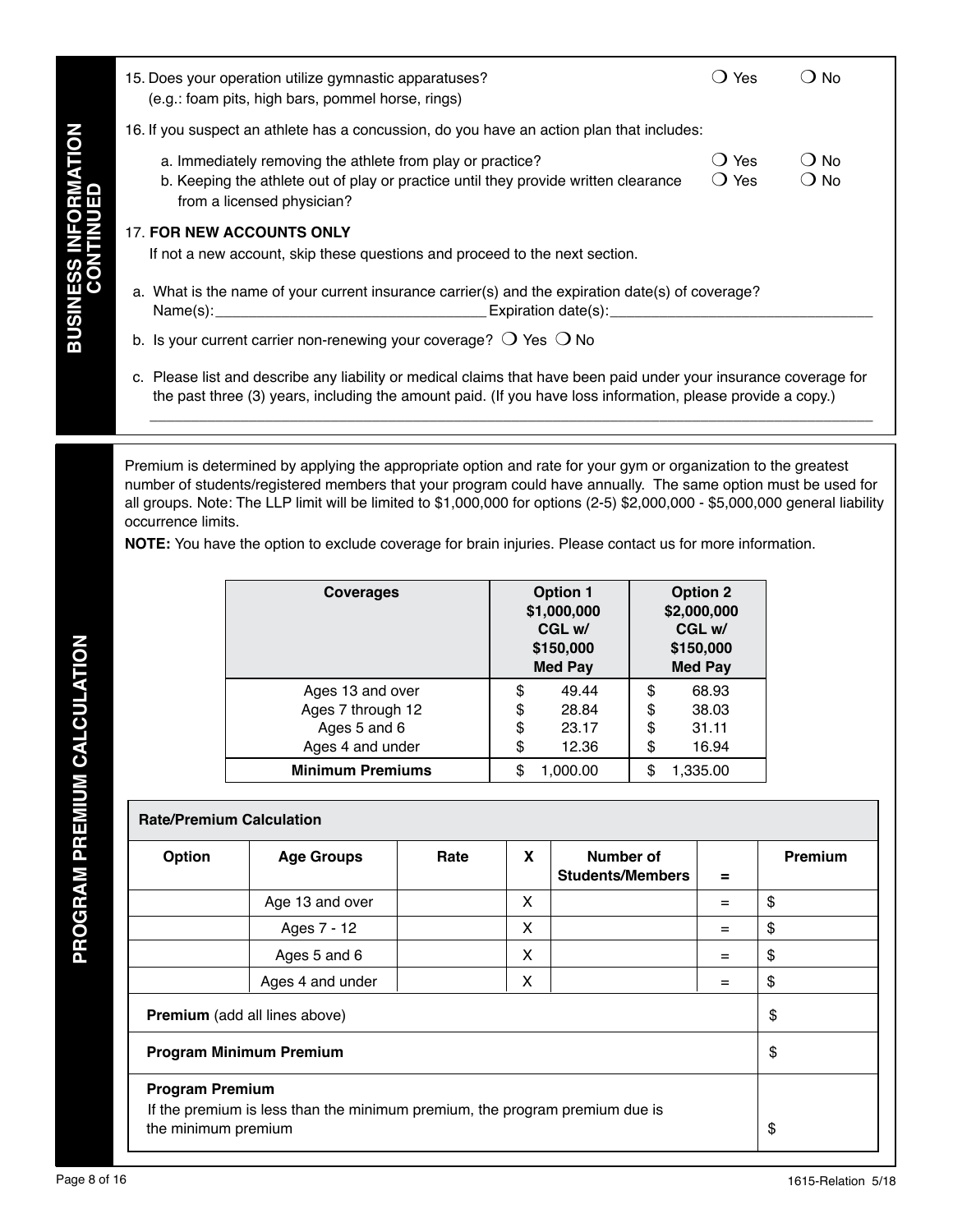## BUSINESS INFORMATION CONTINUED

15. Does your operation utilize gymnastic apparatuses? ❍ Yes ❍ No
    (e.g.: foam pits, high bars, pommel horse, rings)

16. If you suspect an athlete has a concussion, do you have an action plan that includes:

    a. Immediately removing the athlete from play or practice? ❍ Yes ❍ No

    b. Keeping the athlete out of play or practice until they provide written clearance from a licensed physician? ❍ Yes ❍ No

17. **FOR NEW ACCOUNTS ONLY**

    If not a new account, skip these questions and proceed to the next section.

    a. What is the name of your current insurance carrier(s) and the expiration date(s) of coverage?
    Name(s):________________________________ Expiration date(s):________________________________

    b. Is your current carrier non-renewing your coverage? ❍ Yes ❍ No

    c. Please list and describe any liability or medical claims that have been paid under your insurance coverage for the past three (3) years, including the amount paid. (If you have loss information, please provide a copy.)
    ________________________________________________________________________________

## PROGRAM PREMIUM CALCULATION

Premium is determined by applying the appropriate option and rate for your gym or organization to the greatest number of students/registered members that your program could have annually. The same option must be used for all groups. Note: The LLP limit will be limited to $1,000,000 for options (2-5) $2,000,000 - $5,000,000 general liability occurrence limits.

**NOTE:** You have the option to exclude coverage for brain injuries. Please contact us for more information.

| Coverages | Option 1 $1,000,000 CGL w/ $150,000 Med Pay | Option 2 $2,000,000 CGL w/ $150,000 Med Pay |
|---|---|---|
| Ages 13 and over | $ 49.44 | $ 68.93 |
| Ages 7 through 12 | $ 28.84 | $ 38.03 |
| Ages 5 and 6 | $ 23.17 | $ 31.11 |
| Ages 4 and under | $ 12.36 | $ 16.94 |
| **Minimum Premiums** | $ 1,000.00 | $ 1,335.00 |

| **Rate/Premium Calculation** | | | | | | |
|---|---|---|---|---|---|---|
| **Option** | **Age Groups** | **Rate** | **X** | **Number of Students/Members** | **=** | **Premium** |
| | Age 13 and over | | X | | = | $ |
| | Ages 7 - 12 | | X | | = | $ |
| | Ages 5 and 6 | | X | | = | $ |
| | Ages 4 and under | | X | | = | $ |
| **Premium** (add all lines above) | | | | | | $ |
| **Program Minimum Premium** | | | | | | $ |
| **Program Premium** If the premium is less than the minimum premium, the program premium due is the minimum premium | | | | | | $ |

1615-Relation 5/18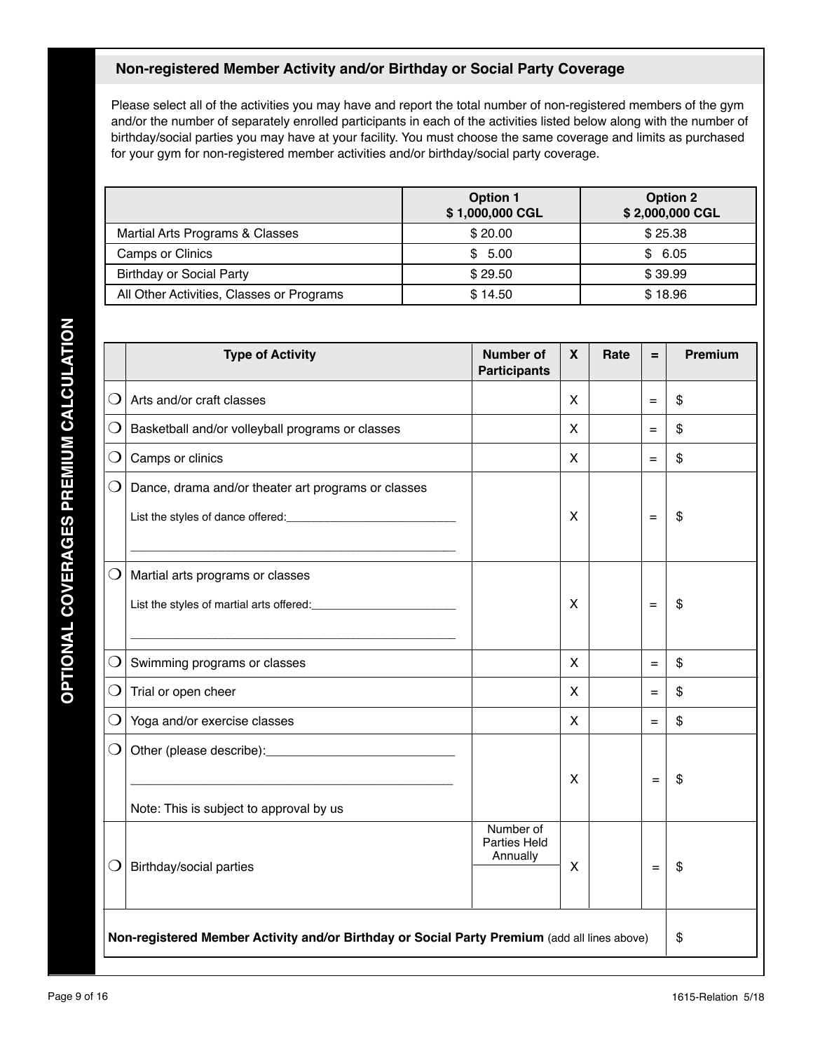OPTIONAL COVERAGES PREMIUM CALCULATION

## Non-registered Member Activity and/or Birthday or Social Party Coverage

Please select all of the activities you may have and report the total number of non-registered members of the gym and/or the number of separately enrolled participants in each of the activities listed below along with the number of birthday/social parties you may have at your facility. You must choose the same coverage and limits as purchased for your gym for non-registered member activities and/or birthday/social party coverage.

| | Option 1<br>$ 1,000,000 CGL | Option 2<br>$ 2,000,000 CGL |
|---|---|---|
| Martial Arts Programs & Classes | $ 20.00 | $ 25.38 |
| Camps or Clinics | $ 5.00 | $ 6.05 |
| Birthday or Social Party | $ 29.50 | $ 39.99 |
| All Other Activities, Classes or Programs | $ 14.50 | $ 18.96 |

| | Type of Activity | Number of Participants | X | Rate | = | Premium |
|---|---|---|---|---|---|---|
| ❍ | Arts and/or craft classes | | X | | = | $ |
| ❍ | Basketball and/or volleyball programs or classes | | X | | = | $ |
| ❍ | Camps or clinics | | X | | = | $ |
| ❍ | Dance, drama and/or theater art programs or classes<br>List the styles of dance offered:___________________________<br>_______________________________________________ | | X | | = | $ |
| ❍ | Martial arts programs or classes<br>List the styles of martial arts offered:_______________________<br>_______________________________________________ | | X | | = | $ |
| ❍ | Swimming programs or classes | | X | | = | $ |
| ❍ | Trial or open cheer | | X | | = | $ |
| ❍ | Yoga and/or exercise classes | | X | | = | $ |
| ❍ | Other (please describe):___________________________<br>_______________________________________________<br>Note: This is subject to approval by us | | X | | = | $ |
| ❍ | Birthday/social parties | Number of Parties Held Annually | X | | = | $ |
| | **Non-registered Member Activity and/or Birthday or Social Party Premium** (add all lines above) | | | | | $ |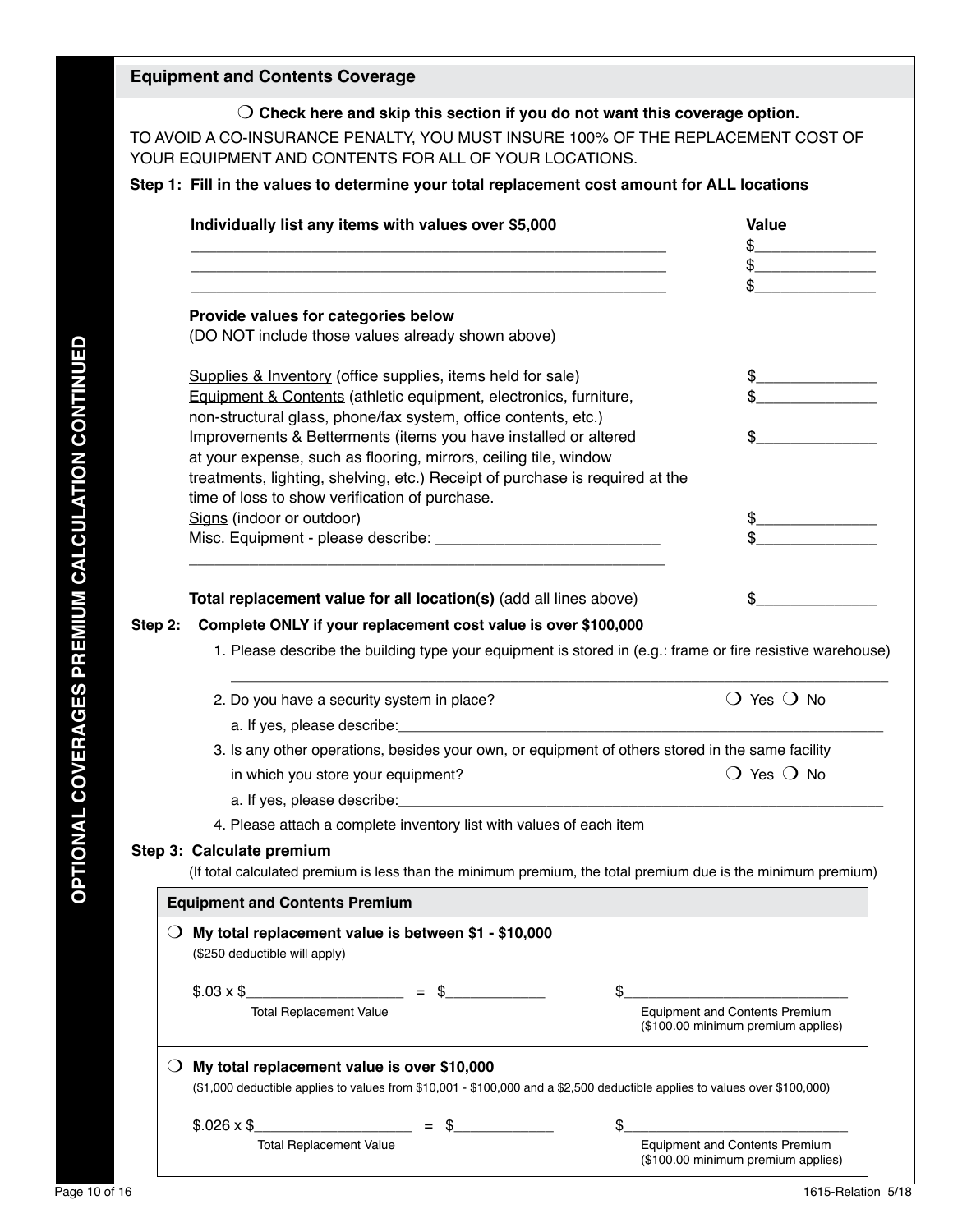## Equipment and Contents Coverage

❍ **Check here and skip this section if you do not want this coverage option.**

TO AVOID A CO-INSURANCE PENALTY, YOU MUST INSURE 100% OF THE REPLACEMENT COST OF YOUR EQUIPMENT AND CONTENTS FOR ALL OF YOUR LOCATIONS.

**Step 1: Fill in the values to determine your total replacement cost amount for ALL locations**

| **Individually list any items with values over $5,000** | **Value** |
|---|---|
| ______________________________ | $__________ |
| ______________________________ | $__________ |
| ______________________________ | $__________ |

**Provide values for categories below**
(DO NOT include those values already shown above)

| | |
|---|---|
| Supplies & Inventory (office supplies, items held for sale) | $__________ |
| Equipment & Contents (athletic equipment, electronics, furniture, non-structural glass, phone/fax system, office contents, etc.) | $__________ |
| Improvements & Betterments (items you have installed or altered at your expense, such as flooring, mirrors, ceiling tile, window treatments, lighting, shelving, etc.) Receipt of purchase is required at the time of loss to show verification of purchase. | $__________ |
| Signs (indoor or outdoor) | $__________ |
| Misc. Equipment - please describe: ______________________________ | $__________ |
| **Total replacement value for all location(s)** (add all lines above) | $__________ |

**Step 2: Complete ONLY if your replacement cost value is over $100,000**

1. Please describe the building type your equipment is stored in (e.g.: frame or fire resistive warehouse) ______________________________
2. Do you have a security system in place? ❍ Yes ❍ No
   a. If yes, please describe: ______________________________
3. Is any other operations, besides your own, or equipment of others stored in the same facility in which you store your equipment? ❍ Yes ❍ No
   a. If yes, please describe: ______________________________
4. Please attach a complete inventory list with values of each item

**Step 3: Calculate premium**

(If total calculated premium is less than the minimum premium, the total premium due is the minimum premium)

**Equipment and Contents Premium**

❍ **My total replacement value is between $1 - $10,000**
($250 deductible will apply)

$.03 x $__________ = $__________ $__________
(Total Replacement Value) (Equipment and Contents Premium ($100.00 minimum premium applies))

❍ **My total replacement value is over $10,000**
($1,000 deductible applies to values from $10,001 - $100,000 and a $2,500 deductible applies to values over $100,000)

$.026 x $__________ = $__________ $__________
(Total Replacement Value) (Equipment and Contents Premium ($100.00 minimum premium applies))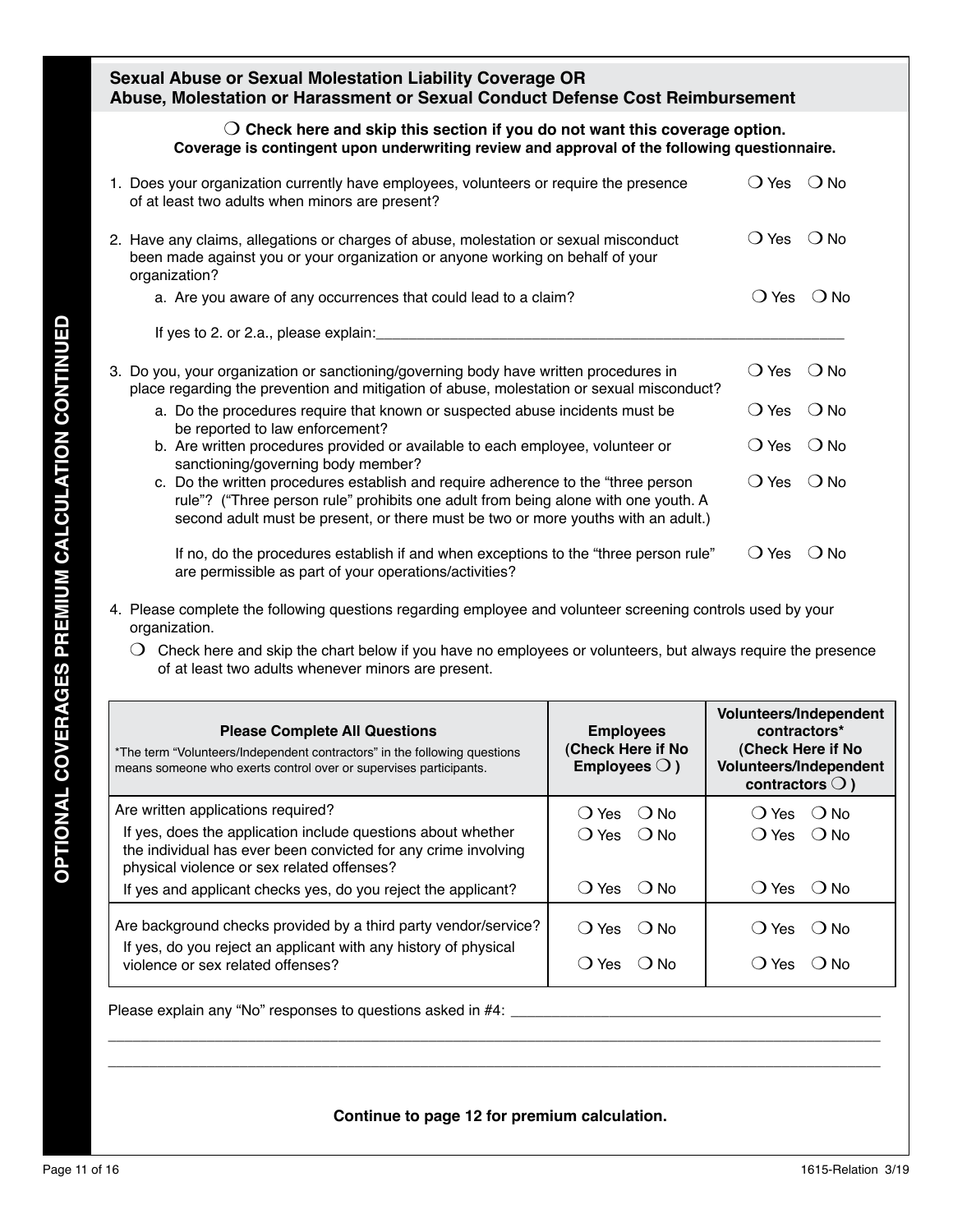## Sexual Abuse or Sexual Molestation Liability Coverage OR Abuse, Molestation or Harassment or Sexual Conduct Defense Cost Reimbursement

**❍ Check here and skip this section if you do not want this coverage option.**
**Coverage is contingent upon underwriting review and approval of the following questionnaire.**

1. Does your organization currently have employees, volunteers or require the presence of at least two adults when minors are present? ❍ Yes ❍ No

2. Have any claims, allegations or charges of abuse, molestation or sexual misconduct been made against you or your organization or anyone working on behalf of your organization? ❍ Yes ❍ No
   a. Are you aware of any occurrences that could lead to a claim? ❍ Yes ❍ No

   If yes to 2. or 2.a., please explain:_______________________________________________

3. Do you, your organization or sanctioning/governing body have written procedures in place regarding the prevention and mitigation of abuse, molestation or sexual misconduct? ❍ Yes ❍ No
   a. Do the procedures require that known or suspected abuse incidents must be be reported to law enforcement? ❍ Yes ❍ No
   b. Are written procedures provided or available to each employee, volunteer or sanctioning/governing body member? ❍ Yes ❍ No
   c. Do the written procedures establish and require adherence to the "three person rule"? ("Three person rule" prohibits one adult from being alone with one youth. A second adult must be present, or there must be two or more youths with an adult.) ❍ Yes ❍ No

   If no, do the procedures establish if and when exceptions to the "three person rule" are permissible as part of your operations/activities? ❍ Yes ❍ No

4. Please complete the following questions regarding employee and volunteer screening controls used by your organization.
   ❍ Check here and skip the chart below if you have no employees or volunteers, but always require the presence of at least two adults whenever minors are present.

| **Please Complete All Questions** *The term "Volunteers/Independent contractors" in the following questions means someone who exerts control over or supervises participants. | **Employees (Check Here if No Employees ❍ )** | **Volunteers/Independent contractors* (Check Here if No Volunteers/Independent contractors ❍ )** |
|---|---|---|
| Are written applications required? | ❍ Yes ❍ No | ❍ Yes ❍ No |
| If yes, does the application include questions about whether the individual has ever been convicted for any crime involving physical violence or sex related offenses? | ❍ Yes ❍ No | ❍ Yes ❍ No |
| If yes and applicant checks yes, do you reject the applicant? | ❍ Yes ❍ No | ❍ Yes ❍ No |
| Are background checks provided by a third party vendor/service? | ❍ Yes ❍ No | ❍ Yes ❍ No |
| If yes, do you reject an applicant with any history of physical violence or sex related offenses? | ❍ Yes ❍ No | ❍ Yes ❍ No |

Please explain any "No" responses to questions asked in #4: _______________________________________________

_______________________________________________________________________________________________

_______________________________________________________________________________________________

**Continue to page 12 for premium calculation.**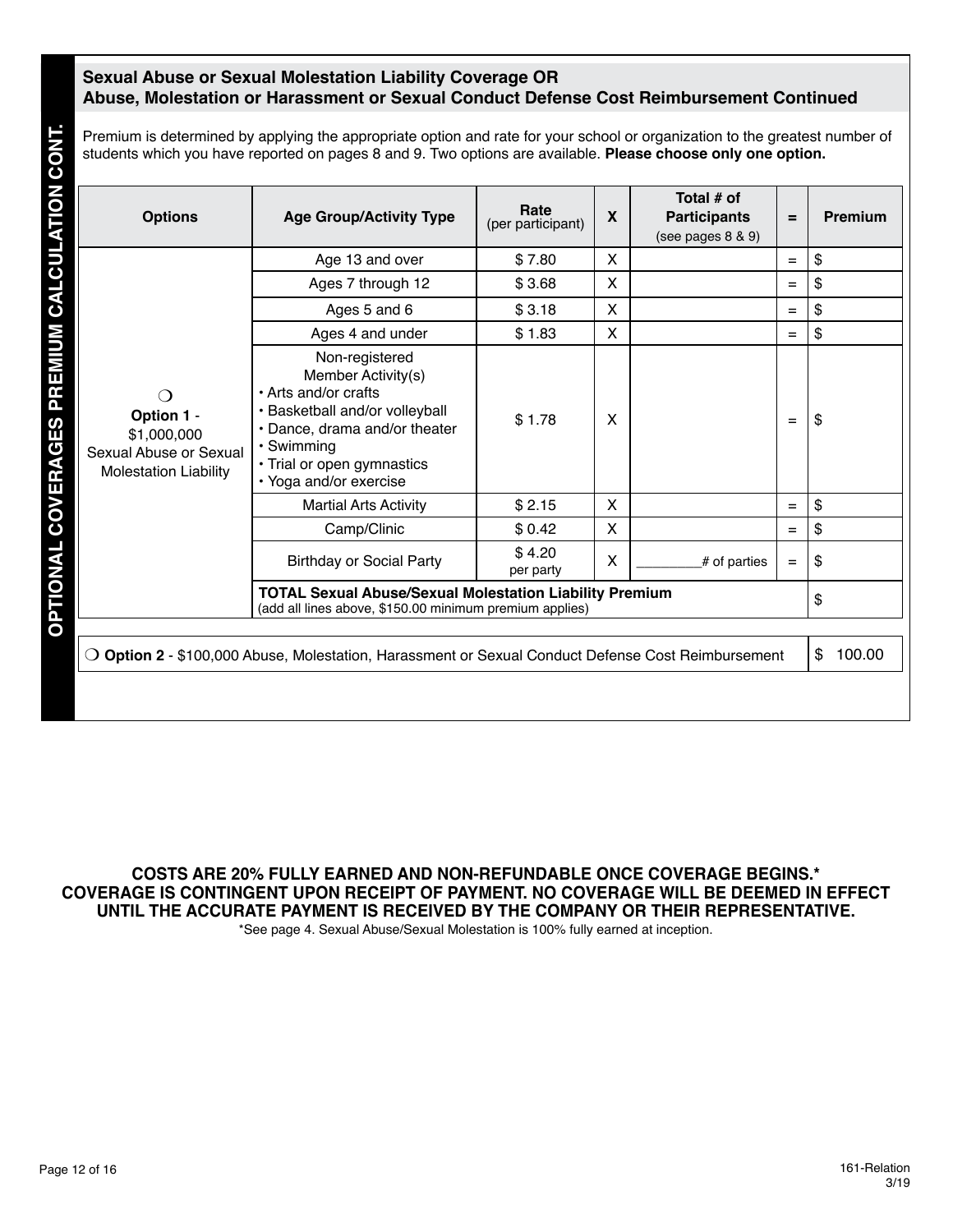**OPTIONAL COVERAGES PREMIUM CALCULATION CONT.**

## Sexual Abuse or Sexual Molestation Liability Coverage OR Abuse, Molestation or Harassment or Sexual Conduct Defense Cost Reimbursement Continued

Premium is determined by applying the appropriate option and rate for your school or organization to the greatest number of students which you have reported on pages 8 and 9. Two options are available. **Please choose only one option.**

| Options | Age Group/Activity Type | Rate (per participant) | X | Total # of Participants (see pages 8 & 9) | = | Premium |
|---|---|---|---|---|---|---|
| ❍ **Option 1** - $1,000,000 Sexual Abuse or Sexual Molestation Liability | Age 13 and over | $ 7.80 | X | | = | $ |
| | Ages 7 through 12 | $ 3.68 | X | | = | $ |
| | Ages 5 and 6 | $ 3.18 | X | | = | $ |
| | Ages 4 and under | $ 1.83 | X | | = | $ |
| | Non-registered Member Activity(s) • Arts and/or crafts • Basketball and/or volleyball • Dance, drama and/or theater • Swimming • Trial or open gymnastics • Yoga and/or exercise | $ 1.78 | X | | = | $ |
| | Martial Arts Activity | $ 2.15 | X | | = | $ |
| | Camp/Clinic | $ 0.42 | X | | = | $ |
| | Birthday or Social Party | $ 4.20 per party | X | ________# of parties | = | $ |
| | **TOTAL Sexual Abuse/Sexual Molestation Liability Premium** (add all lines above, $150.00 minimum premium applies) | | | | | $ |

| | |
|---|---|
| ❍ **Option 2** - $100,000 Abuse, Molestation, Harassment or Sexual Conduct Defense Cost Reimbursement | $ 100.00 |

**COSTS ARE 20% FULLY EARNED AND NON-REFUNDABLE ONCE COVERAGE BEGINS.\***
**COVERAGE IS CONTINGENT UPON RECEIPT OF PAYMENT. NO COVERAGE WILL BE DEEMED IN EFFECT UNTIL THE ACCURATE PAYMENT IS RECEIVED BY THE COMPANY OR THEIR REPRESENTATIVE.**

*See page 4. Sexual Abuse/Sexual Molestation is 100% fully earned at inception.

161-Relation
3/19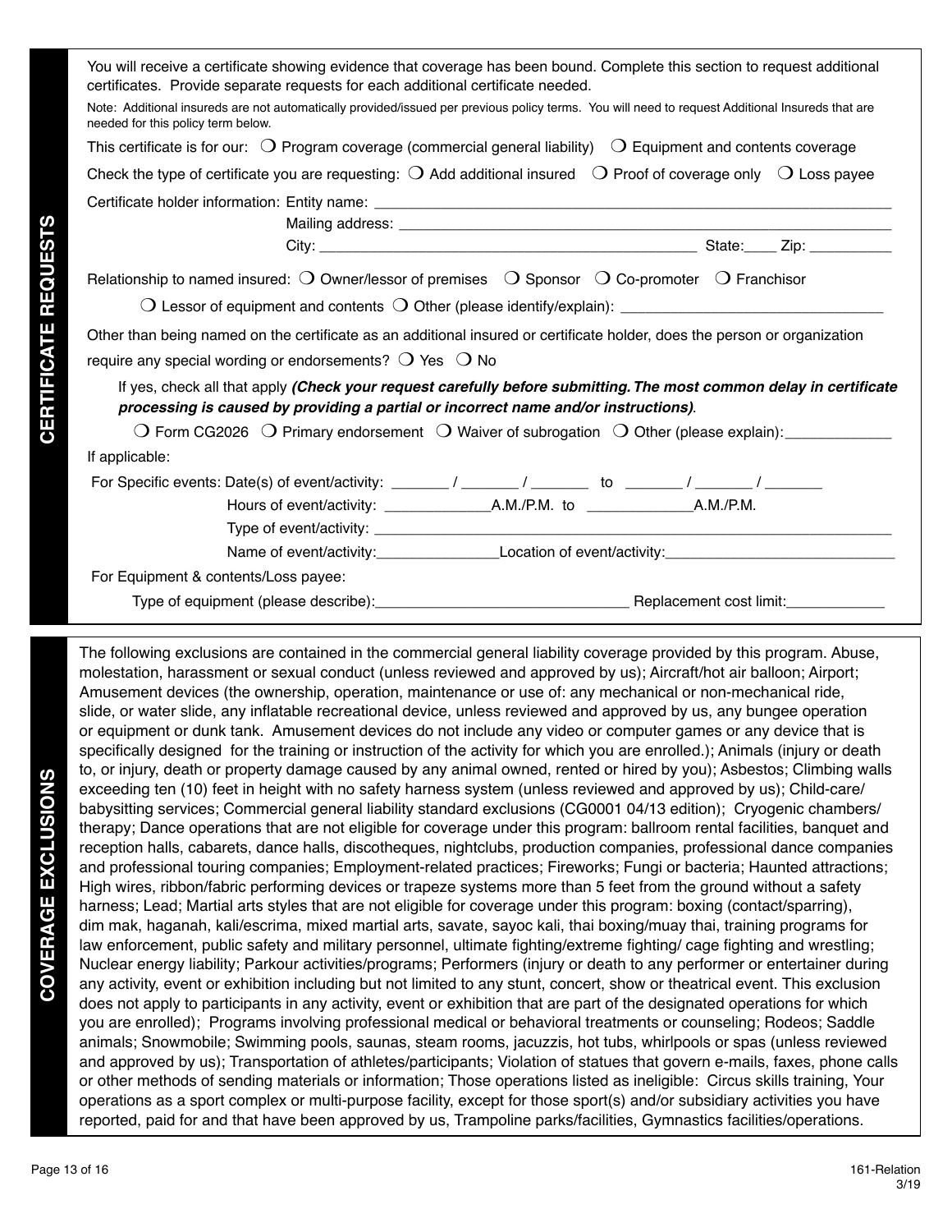## CERTIFICATE REQUESTS

You will receive a certificate showing evidence that coverage has been bound. Complete this section to request additional certificates. Provide separate requests for each additional certificate needed.

Note: Additional insureds are not automatically provided/issued per previous policy terms. You will need to request Additional Insureds that are needed for this policy term below.

This certificate is for our: ❍ Program coverage (commercial general liability) ❍ Equipment and contents coverage

Check the type of certificate you are requesting: ❍ Add additional insured ❍ Proof of coverage only ❍ Loss payee

Certificate holder information: Entity name: ______________________________

Mailing address: ______________________________

City: ______________________________ State:____ Zip: __________

Relationship to named insured: ❍ Owner/lessor of premises ❍ Sponsor ❍ Co-promoter ❍ Franchisor

❍ Lessor of equipment and contents ❍ Other (please identify/explain): ______________________________

Other than being named on the certificate as an additional insured or certificate holder, does the person or organization require any special wording or endorsements? ❍ Yes ❍ No

If yes, check all that apply ***(Check your request carefully before submitting. The most common delay in certificate processing is caused by providing a partial or incorrect name and/or instructions)***.

❍ Form CG2026 ❍ Primary endorsement ❍ Waiver of subrogation ❍ Other (please explain):_____________

If applicable:

For Specific events: Date(s) of event/activity: _______ / _______ / _______ to _______ / _______ / _______

Hours of event/activity: _____________A.M./P.M. to _____________A.M./P.M.

Type of event/activity: ______________________________

Name of event/activity:_______________Location of event/activity:____________________________

For Equipment & contents/Loss payee:

Type of equipment (please describe):______________________________ Replacement cost limit:____________

## COVERAGE EXCLUSIONS

The following exclusions are contained in the commercial general liability coverage provided by this program. Abuse, molestation, harassment or sexual conduct (unless reviewed and approved by us); Aircraft/hot air balloon; Airport; Amusement devices (the ownership, operation, maintenance or use of: any mechanical or non-mechanical ride, slide, or water slide, any inflatable recreational device, unless reviewed and approved by us, any bungee operation or equipment or dunk tank. Amusement devices do not include any video or computer games or any device that is specifically designed for the training or instruction of the activity for which you are enrolled.); Animals (injury or death to, or injury, death or property damage caused by any animal owned, rented or hired by you); Asbestos; Climbing walls exceeding ten (10) feet in height with no safety harness system (unless reviewed and approved by us); Child-care/ babysitting services; Commercial general liability standard exclusions (CG0001 04/13 edition); Cryogenic chambers/ therapy; Dance operations that are not eligible for coverage under this program: ballroom rental facilities, banquet and reception halls, cabarets, dance halls, discotheques, nightclubs, production companies, professional dance companies and professional touring companies; Employment-related practices; Fireworks; Fungi or bacteria; Haunted attractions; High wires, ribbon/fabric performing devices or trapeze systems more than 5 feet from the ground without a safety harness; Lead; Martial arts styles that are not eligible for coverage under this program: boxing (contact/sparring), dim mak, haganah, kali/escrima, mixed martial arts, savate, sayoc kali, thai boxing/muay thai, training programs for law enforcement, public safety and military personnel, ultimate fighting/extreme fighting/ cage fighting and wrestling; Nuclear energy liability; Parkour activities/programs; Performers (injury or death to any performer or entertainer during any activity, event or exhibition including but not limited to any stunt, concert, show or theatrical event. This exclusion does not apply to participants in any activity, event or exhibition that are part of the designated operations for which you are enrolled); Programs involving professional medical or behavioral treatments or counseling; Rodeos; Saddle animals; Snowmobile; Swimming pools, saunas, steam rooms, jacuzzis, hot tubs, whirlpools or spas (unless reviewed and approved by us); Transportation of athletes/participants; Violation of statues that govern e-mails, faxes, phone calls or other methods of sending materials or information; Those operations listed as ineligible: Circus skills training, Your operations as a sport complex or multi-purpose facility, except for those sport(s) and/or subsidiary activities you have reported, paid for and that have been approved by us, Trampoline parks/facilities, Gymnastics facilities/operations.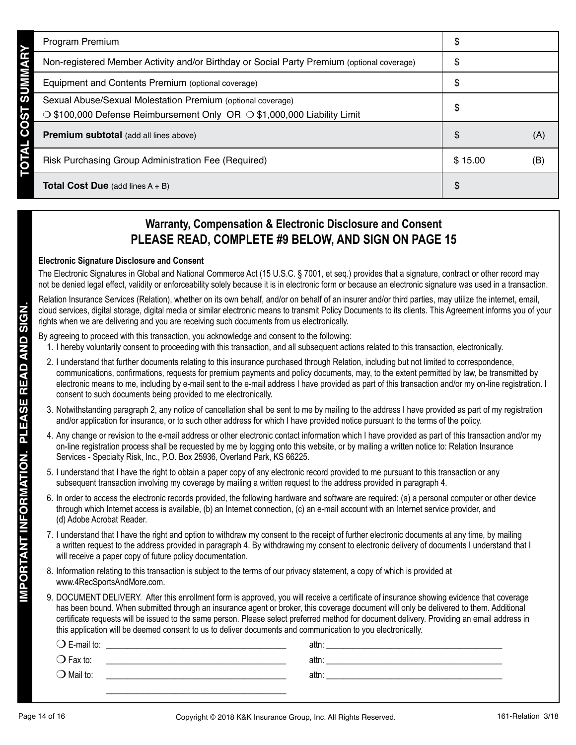## TOTAL COST SUMMARY

| Item | Amount | |
|---|---|---|
| Program Premium | $ | |
| Non-registered Member Activity and/or Birthday or Social Party Premium (optional coverage) | $ | |
| Equipment and Contents Premium (optional coverage) | $ | |
| Sexual Abuse/Sexual Molestation Premium (optional coverage)<br>❍ $100,000 Defense Reimbursement Only OR ❍ $1,000,000 Liability Limit | $ | |
| **Premium subtotal** (add all lines above) | $ | (A) |
| Risk Purchasing Group Administration Fee (Required) | $ 15.00 | (B) |
| **Total Cost Due** (add lines A + B) | $ | |

## IMPORTANT INFORMATION. PLEASE READ AND SIGN.

### Warranty, Compensation & Electronic Disclosure and Consent
### PLEASE READ, COMPLETE #9 BELOW, AND SIGN ON PAGE 15

**Electronic Signature Disclosure and Consent**

The Electronic Signatures in Global and National Commerce Act (15 U.S.C. § 7001, et seq.) provides that a signature, contract or other record may not be denied legal effect, validity or enforceability solely because it is in electronic form or because an electronic signature was used in a transaction.

Relation Insurance Services (Relation), whether on its own behalf, and/or on behalf of an insurer and/or third parties, may utilize the internet, email, cloud services, digital storage, digital media or similar electronic means to transmit Policy Documents to its clients. This Agreement informs you of your rights when we are delivering and you are receiving such documents from us electronically.

By agreeing to proceed with this transaction, you acknowledge and consent to the following:

1. I hereby voluntarily consent to proceeding with this transaction, and all subsequent actions related to this transaction, electronically.
2. I understand that further documents relating to this insurance purchased through Relation, including but not limited to correspondence, communications, confirmations, requests for premium payments and policy documents, may, to the extent permitted by law, be transmitted by electronic means to me, including by e-mail sent to the e-mail address I have provided as part of this transaction and/or my on-line registration. I consent to such documents being provided to me electronically.
3. Notwithstanding paragraph 2, any notice of cancellation shall be sent to me by mailing to the address I have provided as part of my registration and/or application for insurance, or to such other address for which I have provided notice pursuant to the terms of the policy.
4. Any change or revision to the e-mail address or other electronic contact information which I have provided as part of this transaction and/or my on-line registration process shall be requested by me by logging onto this website, or by mailing a written notice to: Relation Insurance Services - Specialty Risk, Inc., P.O. Box 25936, Overland Park, KS 66225.
5. I understand that I have the right to obtain a paper copy of any electronic record provided to me pursuant to this transaction or any subsequent transaction involving my coverage by mailing a written request to the address provided in paragraph 4.
6. In order to access the electronic records provided, the following hardware and software are required: (a) a personal computer or other device through which Internet access is available, (b) an Internet connection, (c) an e-mail account with an Internet service provider, and (d) Adobe Acrobat Reader.
7. I understand that I have the right and option to withdraw my consent to the receipt of further electronic documents at any time, by mailing a written request to the address provided in paragraph 4. By withdrawing my consent to electronic delivery of documents I understand that I will receive a paper copy of future policy documentation.
8. Information relating to this transaction is subject to the terms of our privacy statement, a copy of which is provided at www.4RecSportsAndMore.com.
9. DOCUMENT DELIVERY. After this enrollment form is approved, you will receive a certificate of insurance showing evidence that coverage has been bound. When submitted through an insurance agent or broker, this coverage document will only be delivered to them. Additional certificate requests will be issued to the same person. Please select preferred method for document delivery. Providing an email address in this application will be deemed consent to us to deliver documents and communication to you electronically.

❍ E-mail to: ________________________ attn: ________________________

❍ Fax to: ________________________ attn: ________________________

❍ Mail to: ________________________ attn: ________________________

________________________

Copyright © 2018 K&K Insurance Group, Inc. All Rights Reserved. 161-Relation 3/18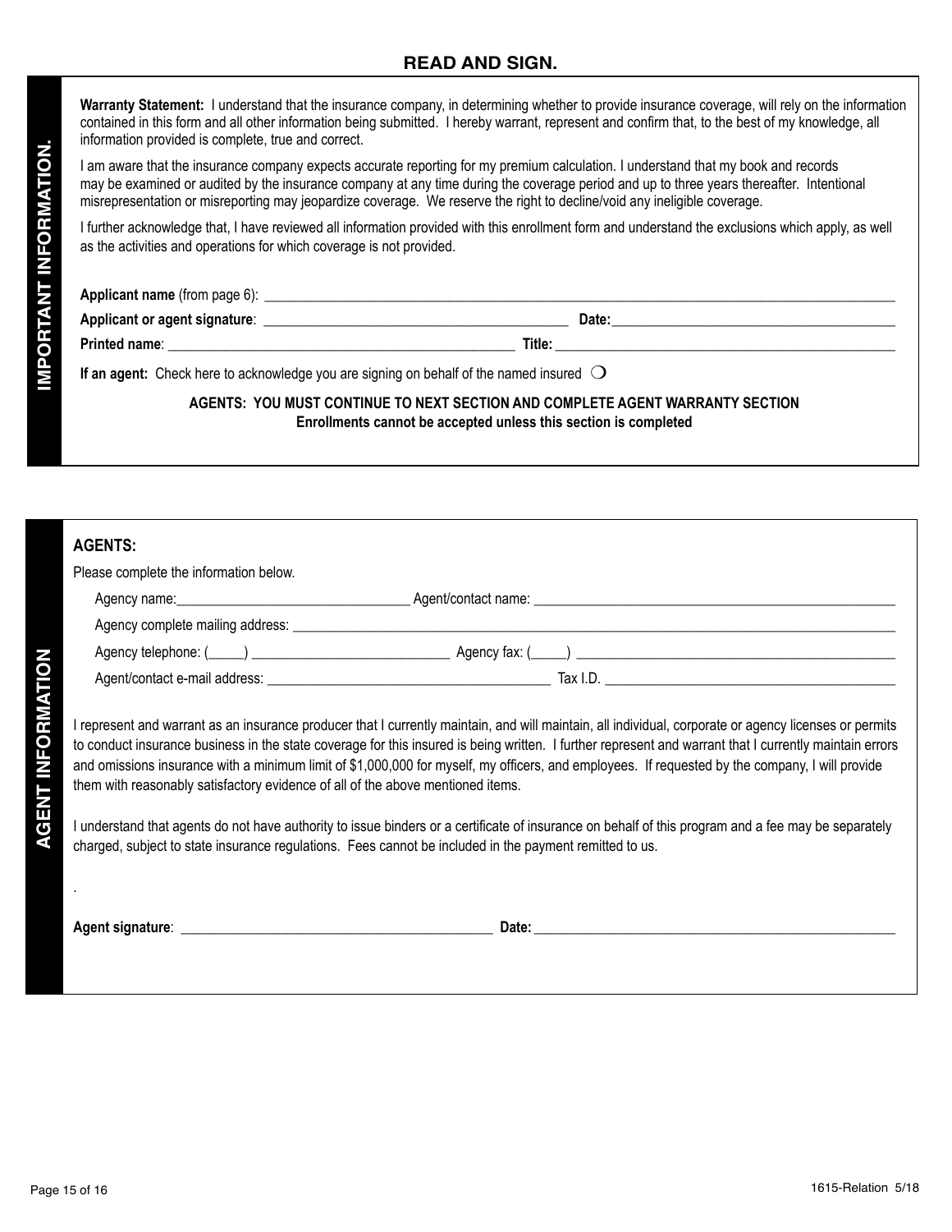## READ AND SIGN.

**IMPORTANT INFORMATION.**

**Warranty Statement:** I understand that the insurance company, in determining whether to provide insurance coverage, will rely on the information contained in this form and all other information being submitted. I hereby warrant, represent and confirm that, to the best of my knowledge, all information provided is complete, true and correct.

I am aware that the insurance company expects accurate reporting for my premium calculation. I understand that my book and records may be examined or audited by the insurance company at any time during the coverage period and up to three years thereafter. Intentional misrepresentation or misreporting may jeopardize coverage. We reserve the right to decline/void any ineligible coverage.

I further acknowledge that, I have reviewed all information provided with this enrollment form and understand the exclusions which apply, as well as the activities and operations for which coverage is not provided.

**Applicant name** (from page 6): ______________________________

**Applicant or agent signature**: ______________________________ **Date:** ______________________________

**Printed name**: ______________________________ **Title:** ______________________________

**If an agent:** Check here to acknowledge you are signing on behalf of the named insured ❍

**AGENTS: YOU MUST CONTINUE TO NEXT SECTION AND COMPLETE AGENT WARRANTY SECTION**
**Enrollments cannot be accepted unless this section is completed**

**AGENT INFORMATION**

**AGENTS:**

Please complete the information below.

Agency name: ______________________________ Agent/contact name: ______________________________

Agency complete mailing address: ______________________________

Agency telephone: (_____) ______________________________ Agency fax: (_____) ______________________________

Agent/contact e-mail address: ______________________________ Tax I.D. ______________________________

I represent and warrant as an insurance producer that I currently maintain, and will maintain, all individual, corporate or agency licenses or permits to conduct insurance business in the state coverage for this insured is being written. I further represent and warrant that I currently maintain errors and omissions insurance with a minimum limit of $1,000,000 for myself, my officers, and employees. If requested by the company, I will provide them with reasonably satisfactory evidence of all of the above mentioned items.

I understand that agents do not have authority to issue binders or a certificate of insurance on behalf of this program and a fee may be separately charged, subject to state insurance regulations. Fees cannot be included in the payment remitted to us.

.

**Agent signature**: ______________________________ **Date:** ______________________________

1615-Relation 5/18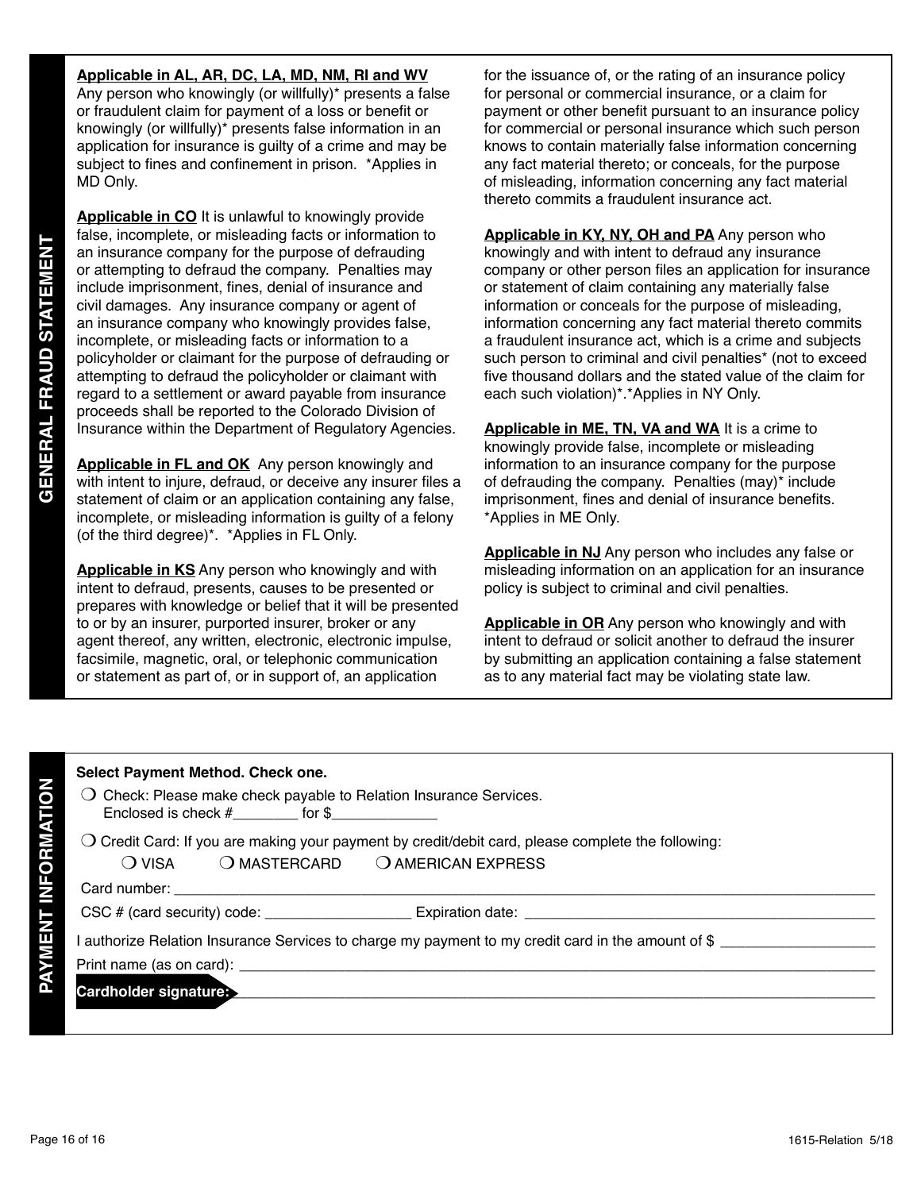## GENERAL FRAUD STATEMENT

**Applicable in AL, AR, DC, LA, MD, NM, RI and WV**
Any person who knowingly (or willfully)* presents a false or fraudulent claim for payment of a loss or benefit or knowingly (or willfully)* presents false information in an application for insurance is guilty of a crime and may be subject to fines and confinement in prison. *Applies in MD Only.

**Applicable in CO** It is unlawful to knowingly provide false, incomplete, or misleading facts or information to an insurance company for the purpose of defrauding or attempting to defraud the company. Penalties may include imprisonment, fines, denial of insurance and civil damages. Any insurance company or agent of an insurance company who knowingly provides false, incomplete, or misleading facts or information to a policyholder or claimant for the purpose of defrauding or attempting to defraud the policyholder or claimant with regard to a settlement or award payable from insurance proceeds shall be reported to the Colorado Division of Insurance within the Department of Regulatory Agencies.

**Applicable in FL and OK** Any person knowingly and with intent to injure, defraud, or deceive any insurer files a statement of claim or an application containing any false, incomplete, or misleading information is guilty of a felony (of the third degree)*. *Applies in FL Only.

**Applicable in KS** Any person who knowingly and with intent to defraud, presents, causes to be presented or prepares with knowledge or belief that it will be presented to or by an insurer, purported insurer, broker or any agent thereof, any written, electronic, electronic impulse, facsimile, magnetic, oral, or telephonic communication or statement as part of, or in support of, an application for the issuance of, or the rating of an insurance policy for personal or commercial insurance, or a claim for payment or other benefit pursuant to an insurance policy for commercial or personal insurance which such person knows to contain materially false information concerning any fact material thereto; or conceals, for the purpose of misleading, information concerning any fact material thereto commits a fraudulent insurance act.

**Applicable in KY, NY, OH and PA** Any person who knowingly and with intent to defraud any insurance company or other person files an application for insurance or statement of claim containing any materially false information or conceals for the purpose of misleading, information concerning any fact material thereto commits a fraudulent insurance act, which is a crime and subjects such person to criminal and civil penalties* (not to exceed five thousand dollars and the stated value of the claim for each such violation)*.*Applies in NY Only.

**Applicable in ME, TN, VA and WA** It is a crime to knowingly provide false, incomplete or misleading information to an insurance company for the purpose of defrauding the company. Penalties (may)* include imprisonment, fines and denial of insurance benefits. *Applies in ME Only.

**Applicable in NJ** Any person who includes any false or misleading information on an application for an insurance policy is subject to criminal and civil penalties.

**Applicable in OR** Any person who knowingly and with intent to defraud or solicit another to defraud the insurer by submitting an application containing a false statement as to any material fact may be violating state law.

## PAYMENT INFORMATION

**Select Payment Method. Check one.**

❍ Check: Please make check payable to Relation Insurance Services.
Enclosed is check #________ for $_____________

❍ Credit Card: If you are making your payment by credit/debit card, please complete the following:

❍ VISA ❍ MASTERCARD ❍ AMERICAN EXPRESS

Card number: ______________________________________________

CSC # (card security) code: _________________ Expiration date: ____________________________

I authorize Relation Insurance Services to charge my payment to my credit card in the amount of $ __________________

Print name (as on card): ______________________________________________

**Cardholder signature:** ______________________________________________

1615-Relation 5/18